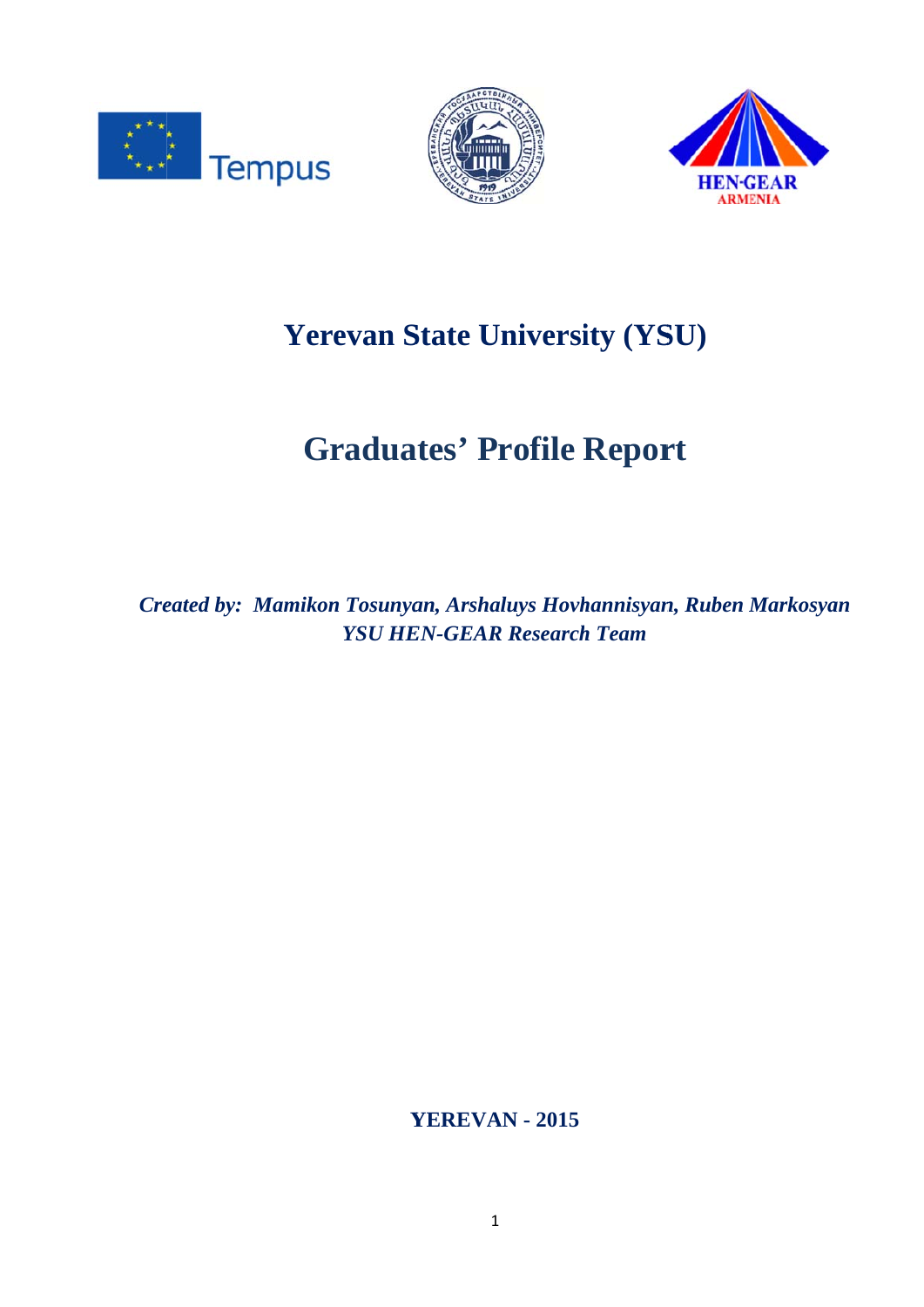# Yerevan State University (YSU)

# Graduates' Profile Report

*Created by: Mamikon Tosunyan, Arshaluys Hovhannisyan, Ruben Markosyan*
*YSU HEN-GEAR Research Team*

**YEREVAN - 2015**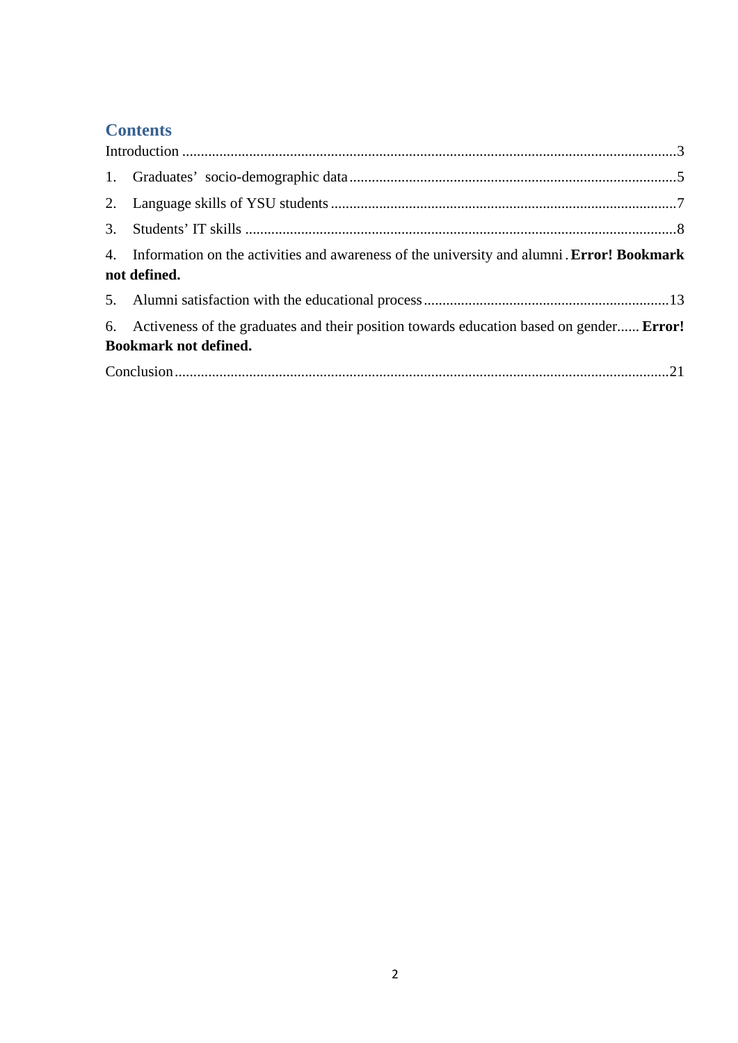## Contents

Introduction ....................................................................................................................................3

1. Graduates' socio-demographic data ........................................................................................5

2. Language skills of YSU students ............................................................................................7

3. Students' IT skills ....................................................................................................................8

4. Information on the activities and awareness of the university and alumni . **Error! Bookmark not defined.**

5. Alumni satisfaction with the educational process .................................................................13

6. Activeness of the graduates and their position towards education based on gender...... **Error! Bookmark not defined.**

Conclusion ...................................................................................................................................21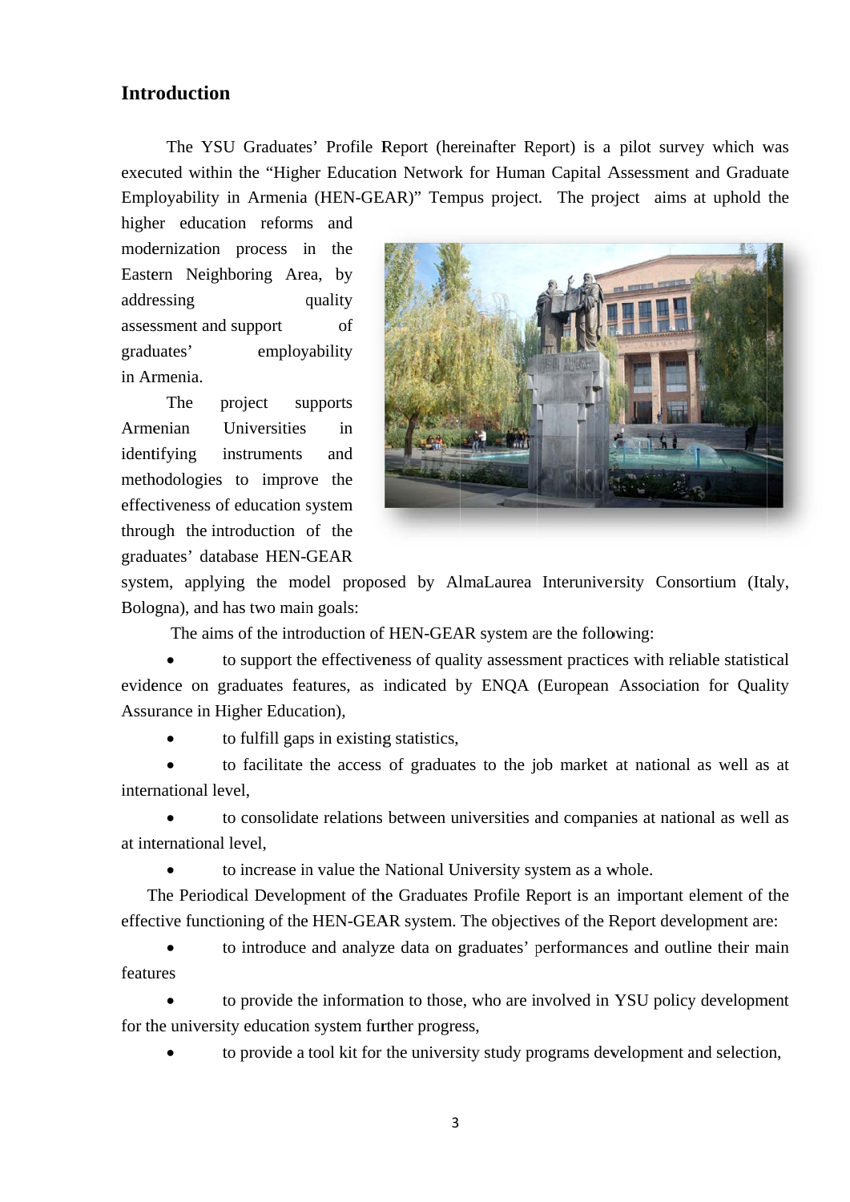# Introduction

The YSU Graduates' Profile Report (hereinafter Report) is a pilot survey which was executed within the "Higher Education Network for Human Capital Assessment and Graduate Employability in Armenia (HEN-GEAR)" Tempus project. The project aims at uphold the higher education reforms and modernization process in the Eastern Neighboring Area, by addressing quality assessment and support of graduates' employability in Armenia.

The project supports Armenian Universities in identifying instruments and methodologies to improve the effectiveness of education system through the introduction of the graduates' database HEN-GEAR system, applying the model proposed by AlmaLaurea Interuniversity Consortium (Italy, Bologna), and has two main goals:

The aims of the introduction of HEN-GEAR system are the following:

- to support the effectiveness of quality assessment practices with reliable statistical evidence on graduates features, as indicated by ENQA (European Association for Quality Assurance in Higher Education),
- to fulfill gaps in existing statistics,
- to facilitate the access of graduates to the job market at national as well as at international level,
- to consolidate relations between universities and companies at national as well as at international level,
- to increase in value the National University system as a whole.

The Periodical Development of the Graduates Profile Report is an important element of the effective functioning of the HEN-GEAR system. The objectives of the Report development are:

- to introduce and analyze data on graduates' performances and outline their main features
- to provide the information to those, who are involved in YSU policy development for the university education system further progress,
- to provide a tool kit for the university study programs development and selection,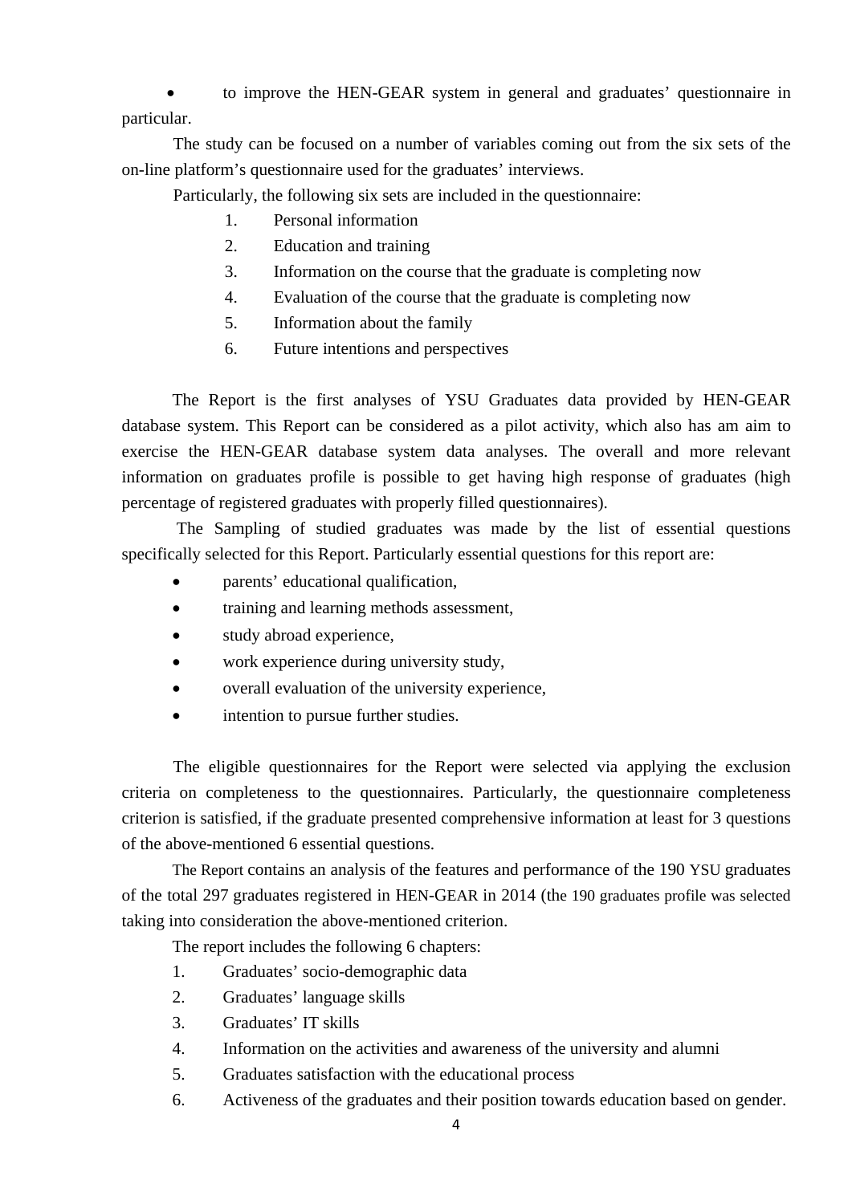- to improve the HEN-GEAR system in general and graduates' questionnaire in particular.

The study can be focused on a number of variables coming out from the six sets of the on-line platform's questionnaire used for the graduates' interviews.

Particularly, the following six sets are included in the questionnaire:

1. Personal information
2. Education and training
3. Information on the course that the graduate is completing now
4. Evaluation of the course that the graduate is completing now
5. Information about the family
6. Future intentions and perspectives

The Report is the first analyses of YSU Graduates data provided by HEN-GEAR database system. This Report can be considered as a pilot activity, which also has am aim to exercise the HEN-GEAR database system data analyses. The overall and more relevant information on graduates profile is possible to get having high response of graduates (high percentage of registered graduates with properly filled questionnaires).

The Sampling of studied graduates was made by the list of essential questions specifically selected for this Report. Particularly essential questions for this report are:

- parents' educational qualification,
- training and learning methods assessment,
- study abroad experience,
- work experience during university study,
- overall evaluation of the university experience,
- intention to pursue further studies.

The eligible questionnaires for the Report were selected via applying the exclusion criteria on completeness to the questionnaires. Particularly, the questionnaire completeness criterion is satisfied, if the graduate presented comprehensive information at least for 3 questions of the above-mentioned 6 essential questions.

The Report contains an analysis of the features and performance of the 190 YSU graduates of the total 297 graduates registered in HEN-GEAR in 2014 (the 190 graduates profile was selected taking into consideration the above-mentioned criterion.

The report includes the following 6 chapters:

1. Graduates' socio-demographic data
2. Graduates' language skills
3. Graduates' IT skills
4. Information on the activities and awareness of the university and alumni
5. Graduates satisfaction with the educational process
6. Activeness of the graduates and their position towards education based on gender.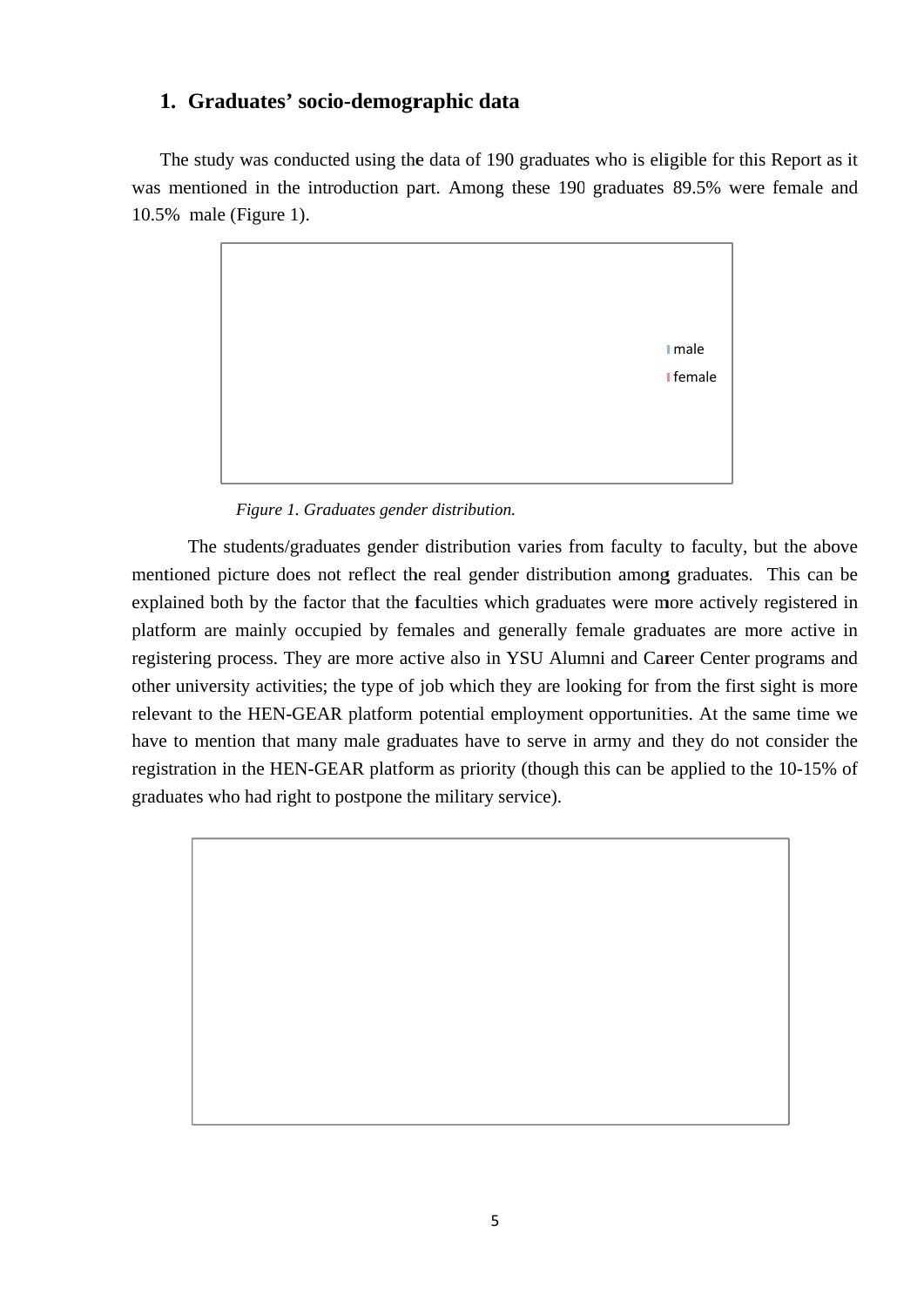## 1. Graduates' socio-demographic data

The study was conducted using the data of 190 graduates who is eligible for this Report as it was mentioned in the introduction part. Among these 190 graduates 89.5% were female and 10.5% male (Figure 1).

male

female

*Figure 1. Graduates gender distribution.*

The students/graduates gender distribution varies from faculty to faculty, but the above mentioned picture does not reflect the real gender distribution among graduates. This can be explained both by the factor that the faculties which graduates were more actively registered in platform are mainly occupied by females and generally female graduates are more active in registering process. They are more active also in YSU Alumni and Career Center programs and other university activities; the type of job which they are looking for from the first sight is more relevant to the HEN-GEAR platform potential employment opportunities. At the same time we have to mention that many male graduates have to serve in army and they do not consider the registration in the HEN-GEAR platform as priority (though this can be applied to the 10-15% of graduates who had right to postpone the military service).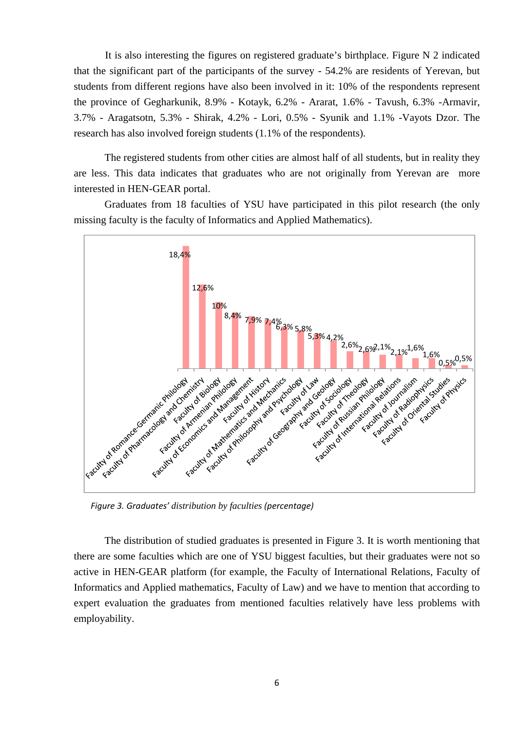It is also interesting the figures on registered graduate's birthplace. Figure N 2 indicated that the significant part of the participants of the survey - 54.2% are residents of Yerevan, but students from different regions have also been involved in it: 10% of the respondents represent the province of Gegharkunik, 8.9% - Kotayk, 6.2% - Ararat, 1.6% - Tavush, 6.3% -Armavir, 3.7% - Aragatsotn, 5.3% - Shirak, 4.2% - Lori, 0.5% - Syunik and 1.1% -Vayots Dzor. The research has also involved foreign students (1.1% of the respondents).

The registered students from other cities are almost half of all students, but in reality they are less. This data indicates that graduates who are not originally from Yerevan are more interested in HEN-GEAR portal.

Graduates from 18 faculties of YSU have participated in this pilot research (the only missing faculty is the faculty of Informatics and Applied Mathematics).

| Faculty | Percentage |
|---|---|
| Faculty of Romance-Germanic Philology | 18,4% |
| Faculty of Pharmacology and Chemistry | 12,6% |
| Faculty of Biology | 10% |
| Faculty of Armenian Philology | 8,4% |
| Faculty of Economics and Management | 7,9% |
| Faculty of History | 7,4% |
| Faculty of Mathematics and Mechanics | 6,3% |
| Faculty of Philosophy and Psychology | 5,8% |
| Faculty of Law | 5,3% |
| Faculty of Geography and Geology | 4,2% |
| Faculty of Sociology | 2,6% |
| Faculty of Theology | 2,6% |
| Faculty of Russian Philology | 2,1% |
| Faculty of International Relations | 2,1% |
| Faculty of Journalism | 1,6% |
| Faculty of Radiophysics | 1,6% |
| Faculty of Oriental Studies | 0,5% |
| Faculty of Physics | 0,5% |

*Figure 3. Graduates' distribution by faculties (percentage)*

The distribution of studied graduates is presented in Figure 3. It is worth mentioning that there are some faculties which are one of YSU biggest faculties, but their graduates were not so active in HEN-GEAR platform (for example, the Faculty of International Relations, Faculty of Informatics and Applied mathematics, Faculty of Law) and we have to mention that according to expert evaluation the graduates from mentioned faculties relatively have less problems with employability.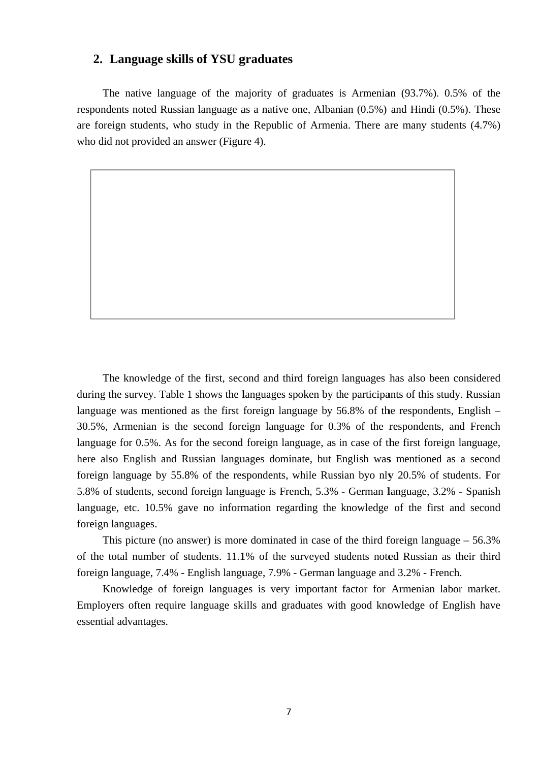## 2. Language skills of YSU graduates

The native language of the majority of graduates is Armenian (93.7%). 0.5% of the respondents noted Russian language as a native one, Albanian (0.5%) and Hindi (0.5%). These are foreign students, who study in the Republic of Armenia. There are many students (4.7%) who did not provided an answer (Figure 4).

The knowledge of the first, second and third foreign languages has also been considered during the survey. Table 1 shows the languages spoken by the participants of this study. Russian language was mentioned as the first foreign language by 56.8% of the respondents, English – 30.5%, Armenian is the second foreign language for 0.3% of the respondents, and French language for 0.5%. As for the second foreign language, as in case of the first foreign language, here also English and Russian languages dominate, but English was mentioned as a second foreign language by 55.8% of the respondents, while Russian byo nly 20.5% of students. For 5.8% of students, second foreign language is French, 5.3% - German language, 3.2% - Spanish language, etc. 10.5% gave no information regarding the knowledge of the first and second foreign languages.

This picture (no answer) is more dominated in case of the third foreign language – 56.3% of the total number of students. 11.1% of the surveyed students noted Russian as their third foreign language, 7.4% - English language, 7.9% - German language and 3.2% - French.

Knowledge of foreign languages is very important factor for Armenian labor market. Employers often require language skills and graduates with good knowledge of English have essential advantages.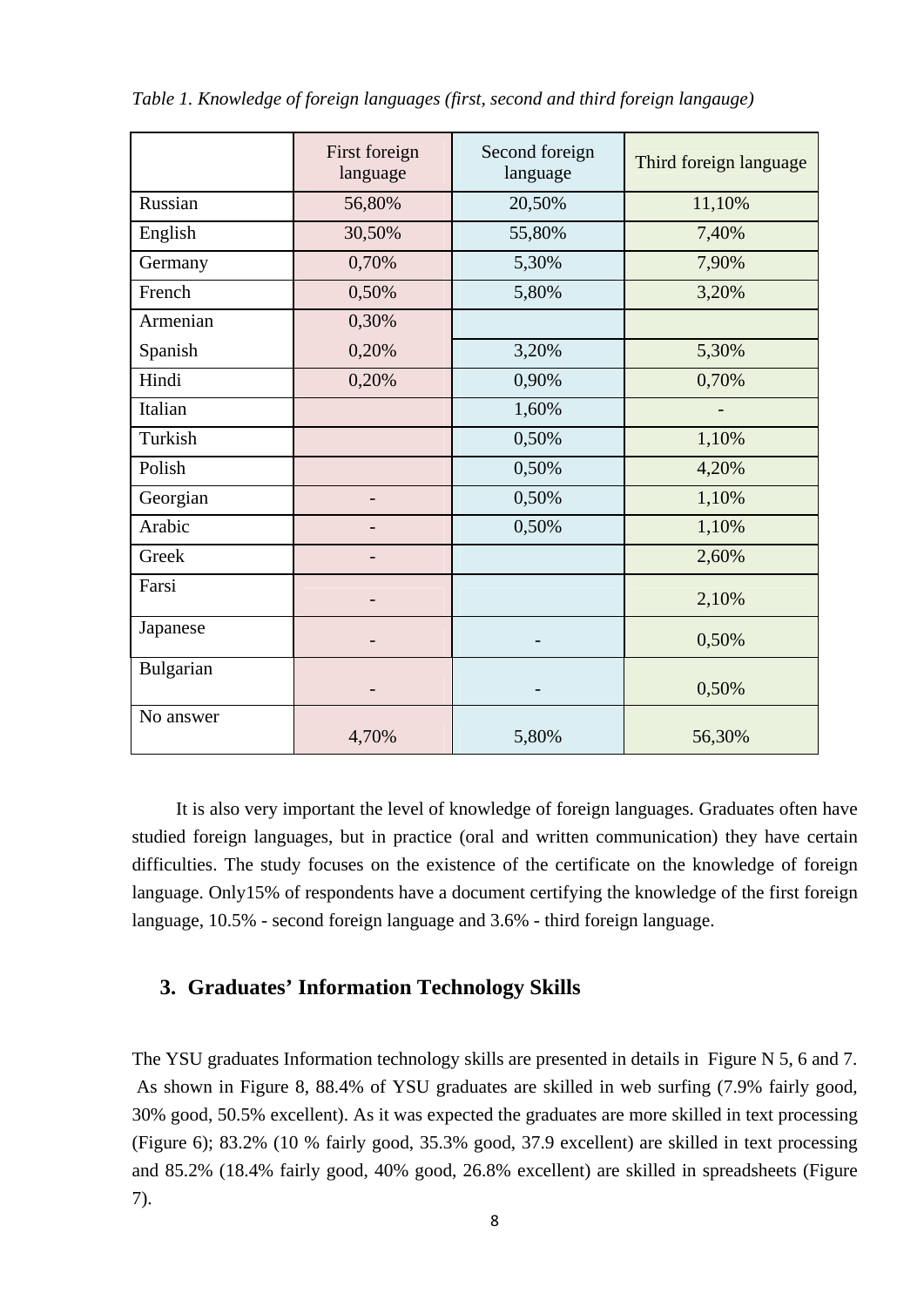*Table 1. Knowledge of foreign languages (first, second and third foreign langauge)*

| | First foreign language | Second foreign language | Third foreign language |
|---|---|---|---|
| Russian | 56,80% | 20,50% | 11,10% |
| English | 30,50% | 55,80% | 7,40% |
| Germany | 0,70% | 5,30% | 7,90% |
| French | 0,50% | 5,80% | 3,20% |
| Armenian | 0,30% | | |
| Spanish | 0,20% | 3,20% | 5,30% |
| Hindi | 0,20% | 0,90% | 0,70% |
| Italian | | 1,60% | - |
| Turkish | | 0,50% | 1,10% |
| Polish | | 0,50% | 4,20% |
| Georgian | - | 0,50% | 1,10% |
| Arabic | - | 0,50% | 1,10% |
| Greek | - | | 2,60% |
| Farsi | - | | 2,10% |
| Japanese | - | - | 0,50% |
| Bulgarian | - | - | 0,50% |
| No answer | 4,70% | 5,80% | 56,30% |

It is also very important the level of knowledge of foreign languages. Graduates often have studied foreign languages, but in practice (oral and written communication) they have certain difficulties. The study focuses on the existence of the certificate on the knowledge of foreign language. Only15% of respondents have a document certifying the knowledge of the first foreign language, 10.5% - second foreign language and 3.6% - third foreign language.

## 3. Graduates' Information Technology Skills

The YSU graduates Information technology skills are presented in details in Figure N 5, 6 and 7. As shown in Figure 8, 88.4% of YSU graduates are skilled in web surfing (7.9% fairly good, 30% good, 50.5% excellent). As it was expected the graduates are more skilled in text processing (Figure 6); 83.2% (10 % fairly good, 35.3% good, 37.9 excellent) are skilled in text processing and 85.2% (18.4% fairly good, 40% good, 26.8% excellent) are skilled in spreadsheets (Figure 7).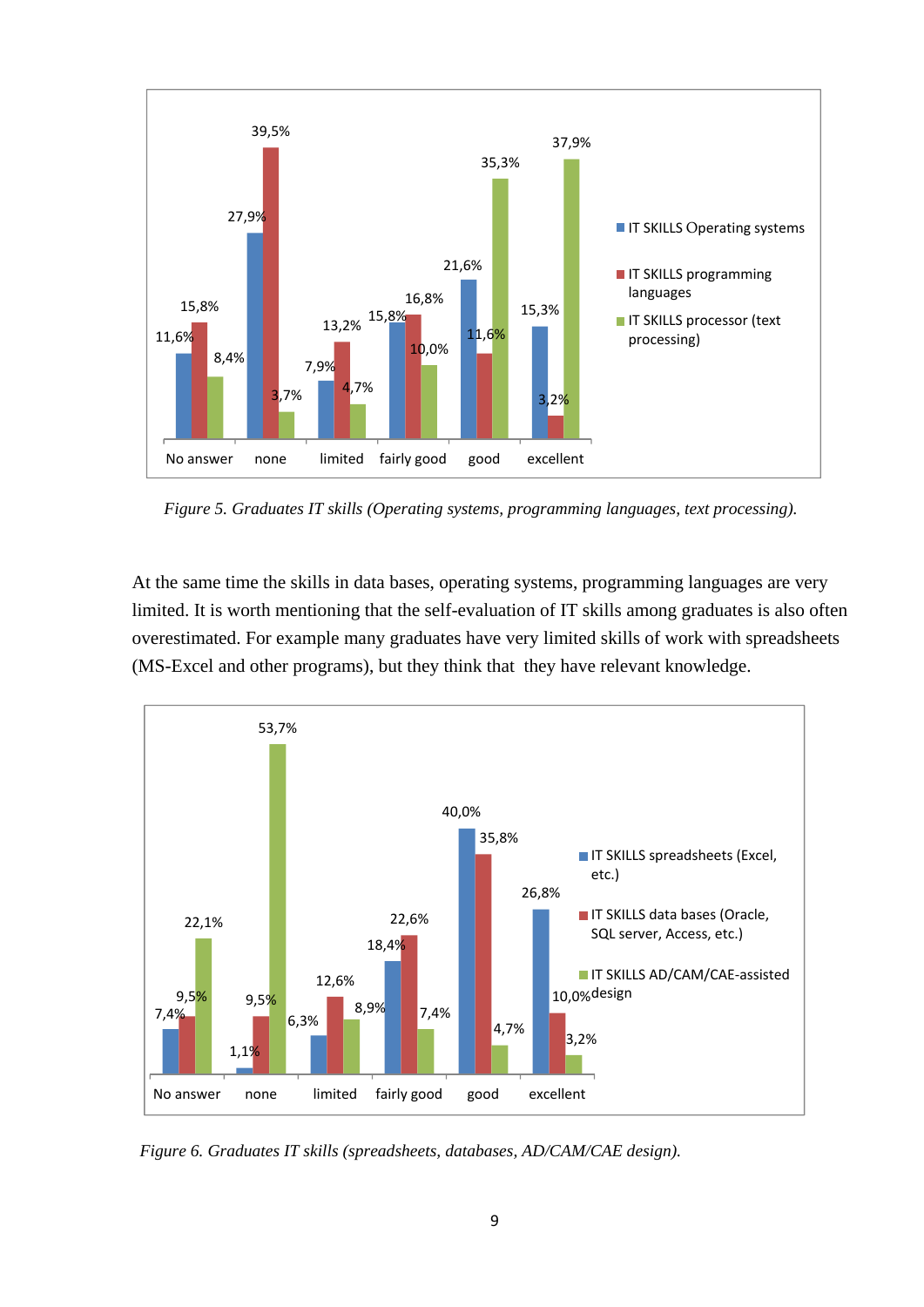*Figure 5. Graduates IT skills (Operating systems, programming languages, text processing).*

At the same time the skills in data bases, operating systems, programming languages are very limited. It is worth mentioning that the self-evaluation of IT skills among graduates is also often overestimated. For example many graduates have very limited skills of work with spreadsheets (MS-Excel and other programs), but they think that they have relevant knowledge.

*Figure 6. Graduates IT skills (spreadsheets, databases, AD/CAM/CAE design).*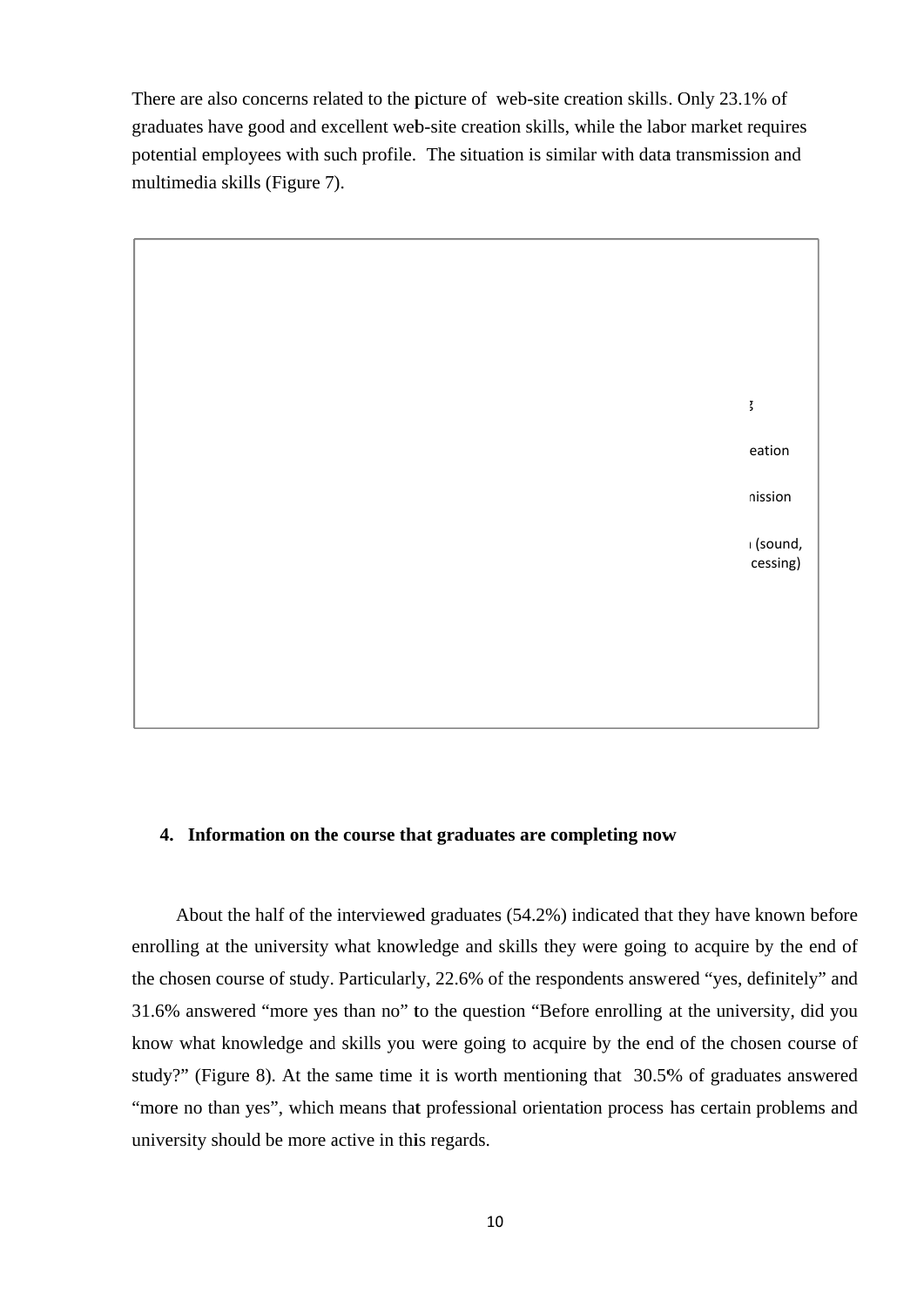There are also concerns related to the picture of web-site creation skills. Only 23.1% of graduates have good and excellent web-site creation skills, while the labor market requires potential employees with such profile. The situation is similar with data transmission and multimedia skills (Figure 7).

## 4. Information on the course that graduates are completing now

About the half of the interviewed graduates (54.2%) indicated that they have known before enrolling at the university what knowledge and skills they were going to acquire by the end of the chosen course of study. Particularly, 22.6% of the respondents answered "yes, definitely" and 31.6% answered "more yes than no" to the question "Before enrolling at the university, did you know what knowledge and skills you were going to acquire by the end of the chosen course of study?" (Figure 8). At the same time it is worth mentioning that 30.5% of graduates answered "more no than yes", which means that professional orientation process has certain problems and university should be more active in this regards.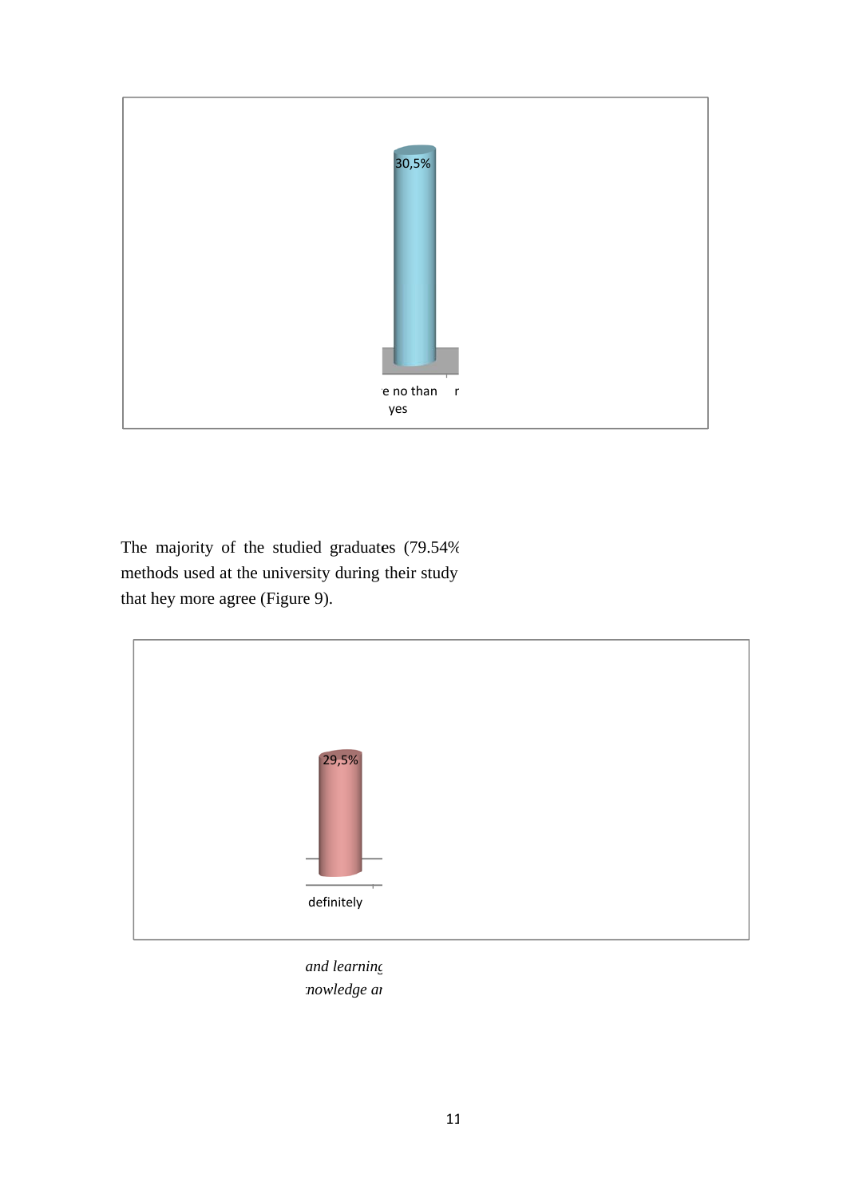30,5%

e no than r
yes

The majority of the studied graduates (79.54%
methods used at the university during their study
that hey more agree (Figure 9).

29,5%

definitely

*and learning*
*nowledge a*